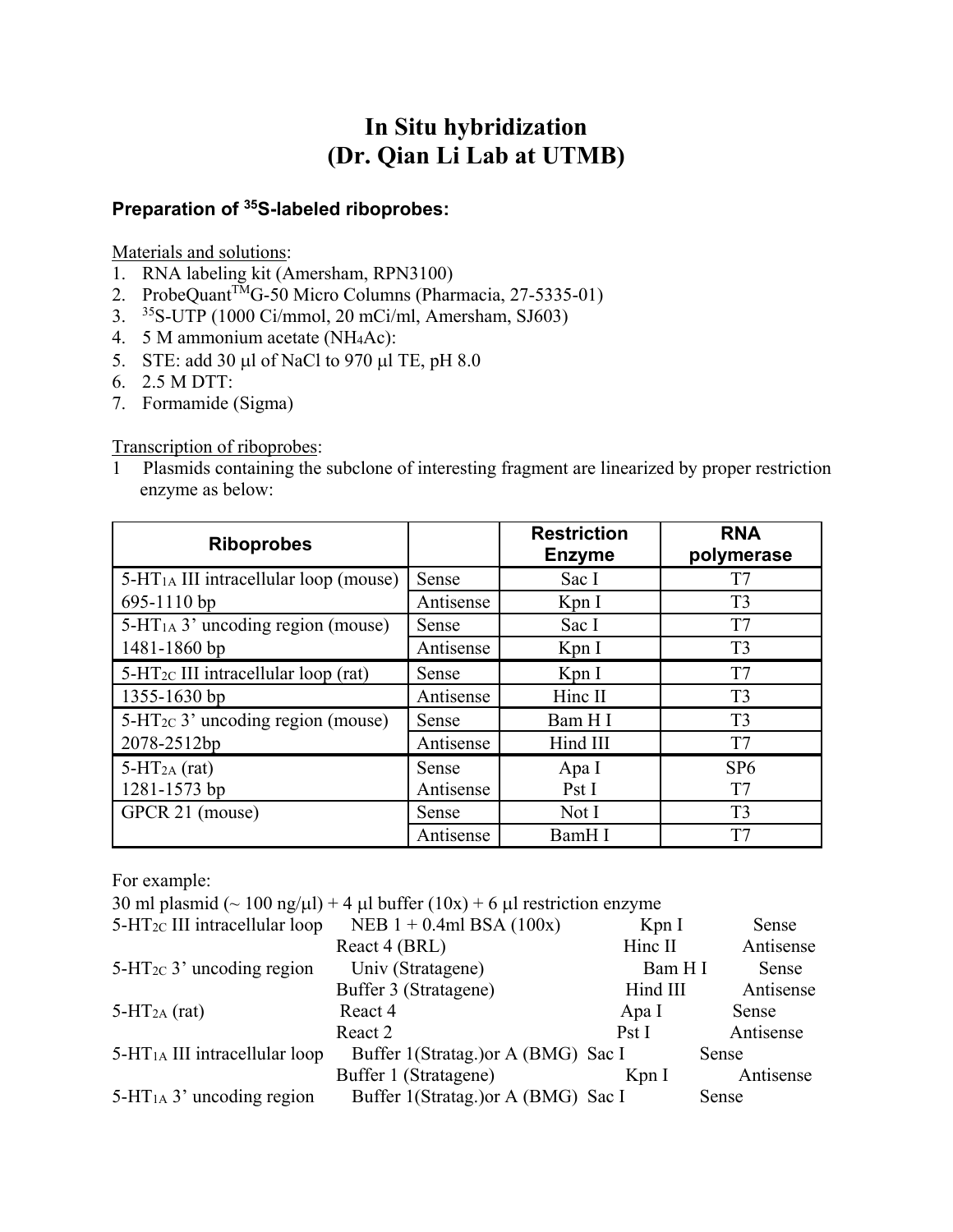# In Situ hybridization
# (Dr. Qian Li Lab at UTMB)

### Preparation of $^{35}$S-labeled riboprobes:

Materials and solutions:

1. RNA labeling kit (Amersham, RPN3100)
2. ProbeQuant$^{TM}$G-50 Micro Columns (Pharmacia, 27-5335-01)
3. $^{35}$S-UTP (1000 Ci/mmol, 20 mCi/ml, Amersham, SJ603)
4. 5 M ammonium acetate ($NH_4Ac$):
5. STE: add 30 μl of NaCl to 970 μl TE, pH 8.0
6. 2.5 M DTT:
7. Formamide (Sigma)

Transcription of riboprobes:

1 Plasmids containing the subclone of interesting fragment are linearized by proper restriction enzyme as below:

| Riboprobes | | Restriction Enzyme | RNA polymerase |
|---|---|---|---|
| $5\text{-}HT_{1A}$ III intracellular loop (mouse) | Sense | Sac I | T7 |
| 695-1110 bp | Antisense | Kpn I | T3 |
| $5\text{-}HT_{1A}$ 3' uncoding region (mouse) | Sense | Sac I | T7 |
| 1481-1860 bp | Antisense | Kpn I | T3 |
| $5\text{-}HT_{2C}$ III intracellular loop (rat) | Sense | Kpn I | T7 |
| 1355-1630 bp | Antisense | Hinc II | T3 |
| $5\text{-}HT_{2C}$ 3' uncoding region (mouse) | Sense | Bam H I | T3 |
| 2078-2512bp | Antisense | Hind III | T7 |
| $5\text{-}HT_{2A}$ (rat) | Sense | Apa I | SP6 |
| 1281-1573 bp | Antisense | Pst I | T7 |
| GPCR 21 (mouse) | Sense | Not I | T3 |
| | Antisense | BamH I | T7 |

For example:

30 ml plasmid (~ 100 ng/μl) + 4 μl buffer (10x) + 6 μl restriction enzyme

| | | | |
|---|---|---|---|
| $5\text{-}HT_{2C}$ III intracellular loop | NEB 1 + 0.4ml BSA (100x) | Kpn I | Sense |
| | React 4 (BRL) | Hinc II | Antisense |
| $5\text{-}HT_{2C}$ 3' uncoding region | Univ (Stratagene) | Bam H I | Sense |
| | Buffer 3 (Stratagene) | Hind III | Antisense |
| $5\text{-}HT_{2A}$ (rat) | React 4 | Apa I | Sense |
| | React 2 | Pst I | Antisense |
| $5\text{-}HT_{1A}$ III intracellular loop | Buffer 1(Stratag.)or A (BMG) | Sac I | Sense |
| | Buffer 1 (Stratagene) | Kpn I | Antisense |
| $5\text{-}HT_{1A}$ 3' uncoding region | Buffer 1(Stratag.)or A (BMG) | Sac I | Sense |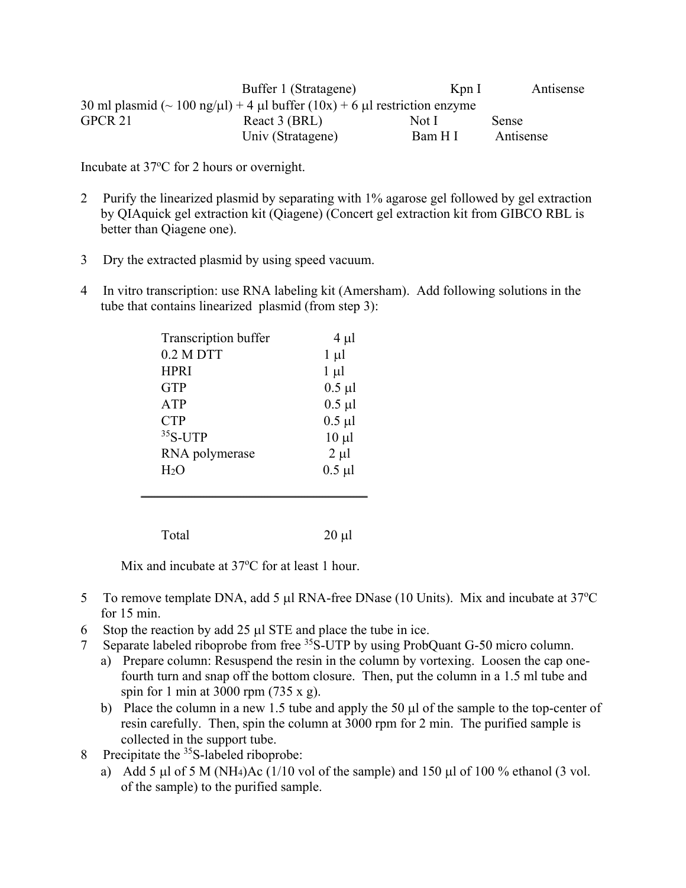|  | Buffer 1 (Stratagene) | Kpn I | Antisense |
|---|---|---|---|
| 30 ml plasmid (~ 100 ng/μl) + 4 μl buffer (10x) + 6 μl restriction enzyme |  |  |  |
| GPCR 21 | React 3 (BRL) | Not I | Sense |
|  | Univ (Stratagene) | Bam H I | Antisense |

Incubate at 37°C for 2 hours or overnight.

2 Purify the linearized plasmid by separating with 1% agarose gel followed by gel extraction by QIAquick gel extraction kit (Qiagene) (Concert gel extraction kit from GIBCO RBL is better than Qiagene one).

3 Dry the extracted plasmid by using speed vacuum.

4 In vitro transcription: use RNA labeling kit (Amersham). Add following solutions in the tube that contains linearized plasmid (from step 3):

| | |
|---|---|
| Transcription buffer | 4 μl |
| 0.2 M DTT | 1 μl |
| HPRI | 1 μl |
| GTP | 0.5 μl |
| ATP | 0.5 μl |
| CTP | 0.5 μl |
| $^{35}$S-UTP | 10 μl |
| RNA polymerase | 2 μl |
| $H_2O$ | 0.5 μl |
| Total | 20 μl |

Mix and incubate at 37°C for at least 1 hour.

5 To remove template DNA, add 5 μl RNA-free DNase (10 Units). Mix and incubate at 37°C for 15 min.

6 Stop the reaction by add 25 μl STE and place the tube in ice.

7 Separate labeled riboprobe from free $^{35}$S-UTP by using ProbQuant G-50 micro column.
   a) Prepare column: Resuspend the resin in the column by vortexing. Loosen the cap one-fourth turn and snap off the bottom closure. Then, put the column in a 1.5 ml tube and spin for 1 min at 3000 rpm (735 x g).
   b) Place the column in a new 1.5 tube and apply the 50 μl of the sample to the top-center of resin carefully. Then, spin the column at 3000 rpm for 2 min. The purified sample is collected in the support tube.

8 Precipitate the $^{35}$S-labeled riboprobe:
   a) Add 5 μl of 5 M $(NH_4)Ac$ (1/10 vol of the sample) and 150 μl of 100 % ethanol (3 vol. of the sample) to the purified sample.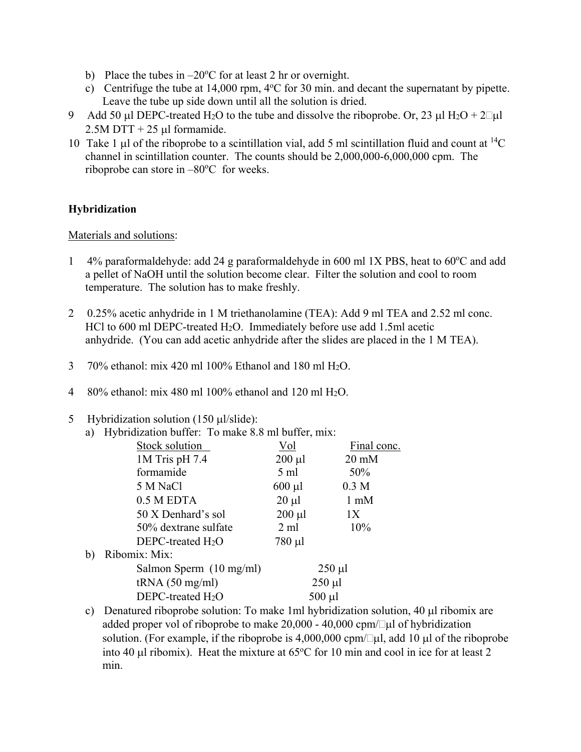b) Place the tubes in –20ºC for at least 2 hr or overnight.
c) Centrifuge the tube at 14,000 rpm, 4ºC for 30 min. and decant the supernatant by pipette. Leave the tube up side down until all the solution is dried.

9 Add 50 µl DEPC-treated $H_2O$ to the tube and dissolve the riboprobe. Or, 23 µl $H_2O$ + 2□µl 2.5M DTT + 25 µl formamide.

10 Take 1 µl of the riboprobe to a scintillation vial, add 5 ml scintillation fluid and count at $^{14}C$ channel in scintillation counter. The counts should be 2,000,000-6,000,000 cpm. The riboprobe can store in –80ºC for weeks.

**Hybridization**

Materials and solutions:

1 4% paraformaldehyde: add 24 g paraformaldehyde in 600 ml 1X PBS, heat to 60ºC and add a pellet of NaOH until the solution become clear. Filter the solution and cool to room temperature. The solution has to make freshly.

2 0.25% acetic anhydride in 1 M triethanolamine (TEA): Add 9 ml TEA and 2.52 ml conc. HCl to 600 ml DEPC-treated $H_2O$. Immediately before use add 1.5ml acetic anhydride. (You can add acetic anhydride after the slides are placed in the 1 M TEA).

3 70% ethanol: mix 420 ml 100% Ethanol and 180 ml $H_2O$.

4 80% ethanol: mix 480 ml 100% ethanol and 120 ml $H_2O$.

5 Hybridization solution (150 µl/slide):

a) Hybridization buffer: To make 8.8 ml buffer, mix:

| Stock solution | Vol | Final conc. |
|---|---|---|
| 1M Tris pH 7.4 | 200 µl | 20 mM |
| formamide | 5 ml | 50% |
| 5 M NaCl | 600 µl | 0.3 M |
| 0.5 M EDTA | 20 µl | 1 mM |
| 50 X Denhard's sol | 200 µl | 1X |
| 50% dextrane sulfate | 2 ml | 10% |
| DEPC-treated $H_2O$ | 780 µl | |

b) Ribomix: Mix:

| | |
|---|---|
| Salmon Sperm (10 mg/ml) | 250 µl |
| tRNA (50 mg/ml) | 250 µl |
| DEPC-treated $H_2O$ | 500 µl |

c) Denatured riboprobe solution: To make 1ml hybridization solution, 40 µl ribomix are added proper vol of riboprobe to make 20,000 - 40,000 cpm/□µl of hybridization solution. (For example, if the riboprobe is 4,000,000 cpm/□µl, add 10 µl of the riboprobe into 40 µl ribomix). Heat the mixture at 65ºC for 10 min and cool in ice for at least 2 min.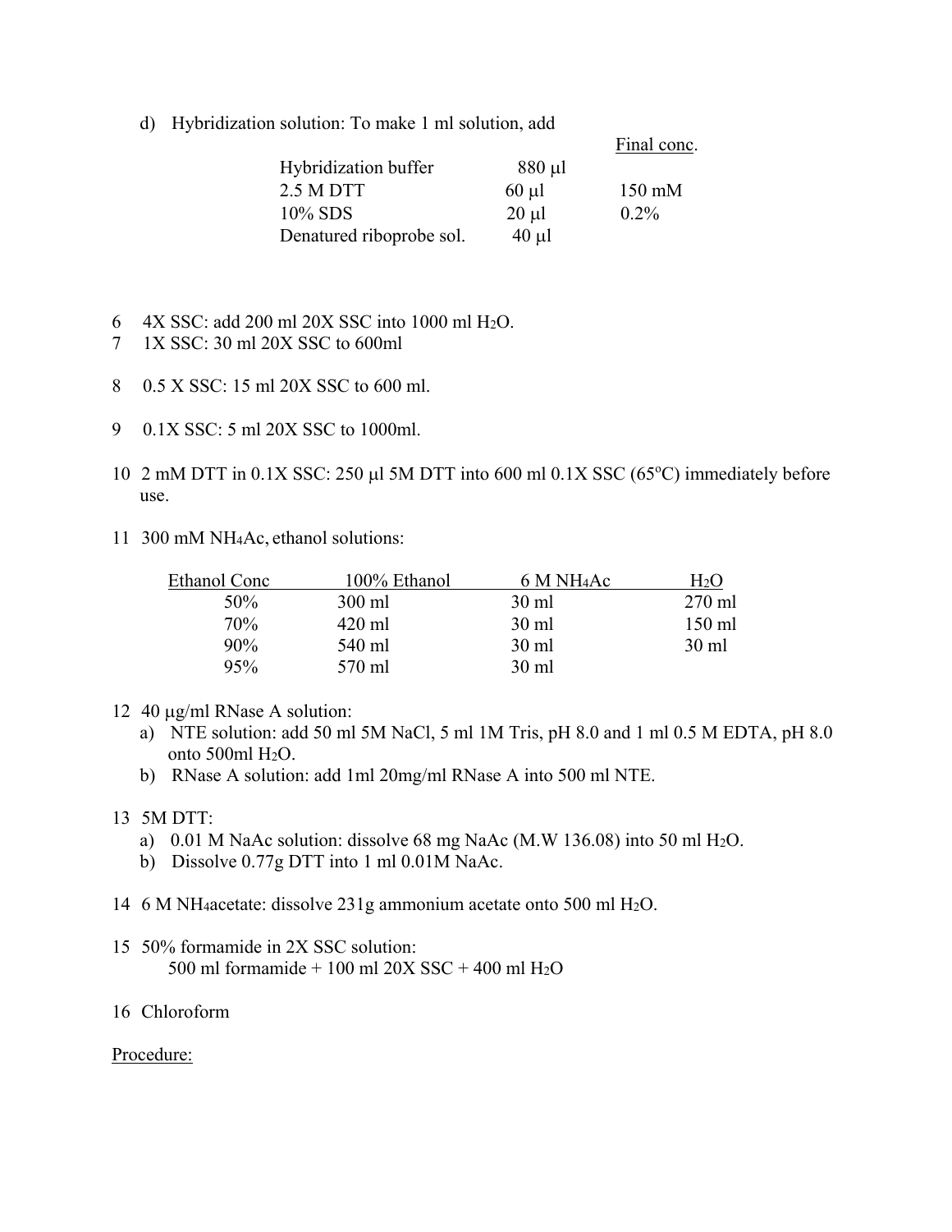d) Hybridization solution: To make 1 ml solution, add

| | | Final conc. |
|---|---|---|
| Hybridization buffer | 880 μl | |
| 2.5 M DTT | 60 μl | 150 mM |
| 10% SDS | 20 μl | 0.2% |
| Denatured riboprobe sol. | 40 μl | |

6 4X SSC: add 200 ml 20X SSC into 1000 ml $H_2O$.

7 1X SSC: 30 ml 20X SSC to 600ml

8 0.5 X SSC: 15 ml 20X SSC to 600 ml.

9 0.1X SSC: 5 ml 20X SSC to 1000ml.

10 2 mM DTT in 0.1X SSC: 250 μl 5M DTT into 600 ml 0.1X SSC (65°C) immediately before use.

11 300 mM $NH_4Ac$, ethanol solutions:

| Ethanol Conc | 100% Ethanol | 6 M $NH_4Ac$ | $H_2O$ |
|---|---|---|---|
| 50% | 300 ml | 30 ml | 270 ml |
| 70% | 420 ml | 30 ml | 150 ml |
| 90% | 540 ml | 30 ml | 30 ml |
| 95% | 570 ml | 30 ml | |

12 40 μg/ml RNase A solution:

a) NTE solution: add 50 ml 5M NaCl, 5 ml 1M Tris, pH 8.0 and 1 ml 0.5 M EDTA, pH 8.0 onto 500ml $H_2O$.

b) RNase A solution: add 1ml 20mg/ml RNase A into 500 ml NTE.

13 5M DTT:

a) 0.01 M NaAc solution: dissolve 68 mg NaAc (M.W 136.08) into 50 ml $H_2O$.

b) Dissolve 0.77g DTT into 1 ml 0.01M NaAc.

14 6 M $NH_4$acetate: dissolve 231g ammonium acetate onto 500 ml $H_2O$.

15 50% formamide in 2X SSC solution:
500 ml formamide + 100 ml 20X SSC + 400 ml $H_2O$

16 Chloroform

Procedure: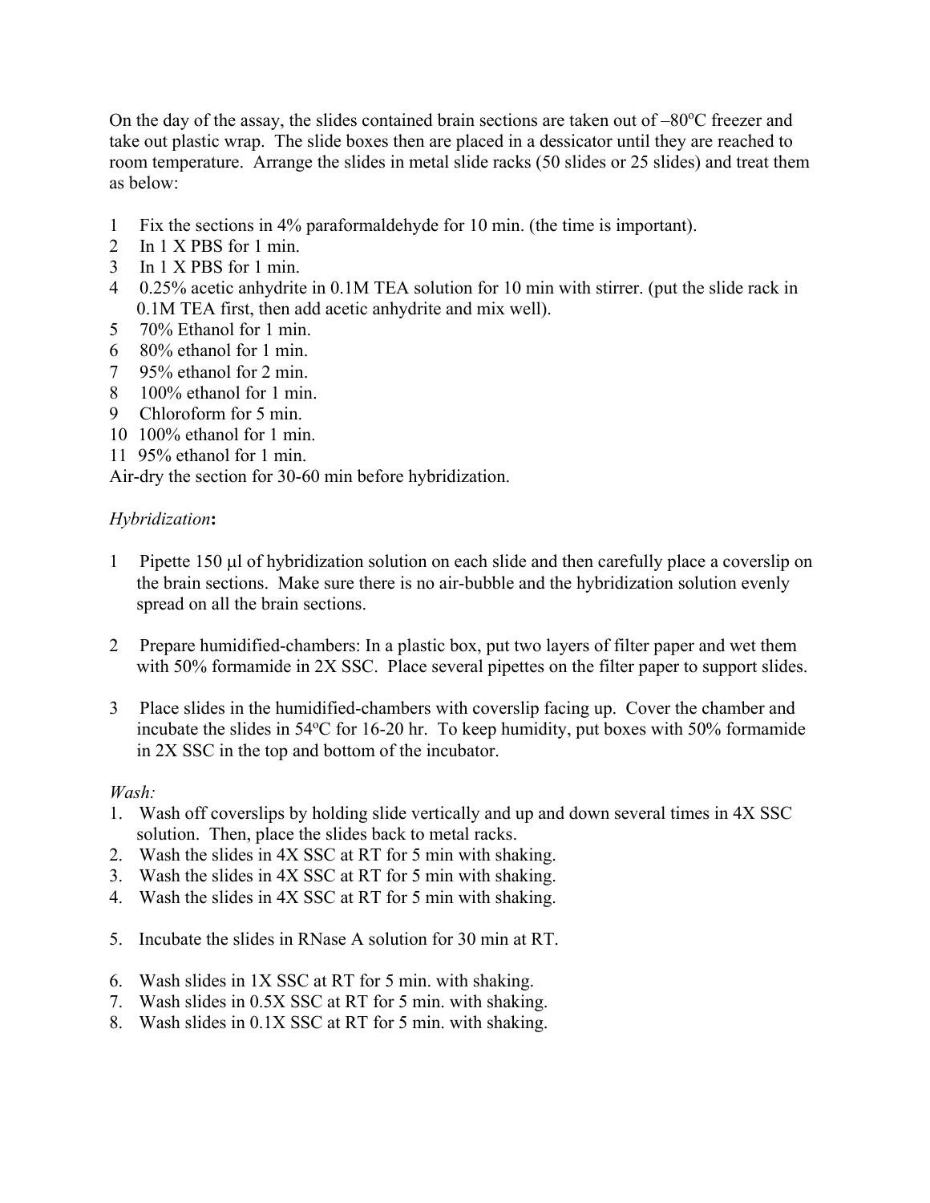On the day of the assay, the slides contained brain sections are taken out of –80ºC freezer and take out plastic wrap. The slide boxes then are placed in a dessicator until they are reached to room temperature. Arrange the slides in metal slide racks (50 slides or 25 slides) and treat them as below:

1. Fix the sections in 4% paraformaldehyde for 10 min. (the time is important).
2. In 1 X PBS for 1 min.
3. In 1 X PBS for 1 min.
4. 0.25% acetic anhydrite in 0.1M TEA solution for 10 min with stirrer. (put the slide rack in 0.1M TEA first, then add acetic anhydrite and mix well).
5. 70% Ethanol for 1 min.
6. 80% ethanol for 1 min.
7. 95% ethanol for 2 min.
8. 100% ethanol for 1 min.
9. Chloroform for 5 min.
10. 100% ethanol for 1 min.
11. 95% ethanol for 1 min.

Air-dry the section for 30-60 min before hybridization.

*Hybridization*:

1. Pipette 150 μl of hybridization solution on each slide and then carefully place a coverslip on the brain sections. Make sure there is no air-bubble and the hybridization solution evenly spread on all the brain sections.

2. Prepare humidified-chambers: In a plastic box, put two layers of filter paper and wet them with 50% formamide in 2X SSC. Place several pipettes on the filter paper to support slides.

3. Place slides in the humidified-chambers with coverslip facing up. Cover the chamber and incubate the slides in 54ºC for 16-20 hr. To keep humidity, put boxes with 50% formamide in 2X SSC in the top and bottom of the incubator.

*Wash:*

1. Wash off coverslips by holding slide vertically and up and down several times in 4X SSC solution. Then, place the slides back to metal racks.
2. Wash the slides in 4X SSC at RT for 5 min with shaking.
3. Wash the slides in 4X SSC at RT for 5 min with shaking.
4. Wash the slides in 4X SSC at RT for 5 min with shaking.

5. Incubate the slides in RNase A solution for 30 min at RT.

6. Wash slides in 1X SSC at RT for 5 min. with shaking.
7. Wash slides in 0.5X SSC at RT for 5 min. with shaking.
8. Wash slides in 0.1X SSC at RT for 5 min. with shaking.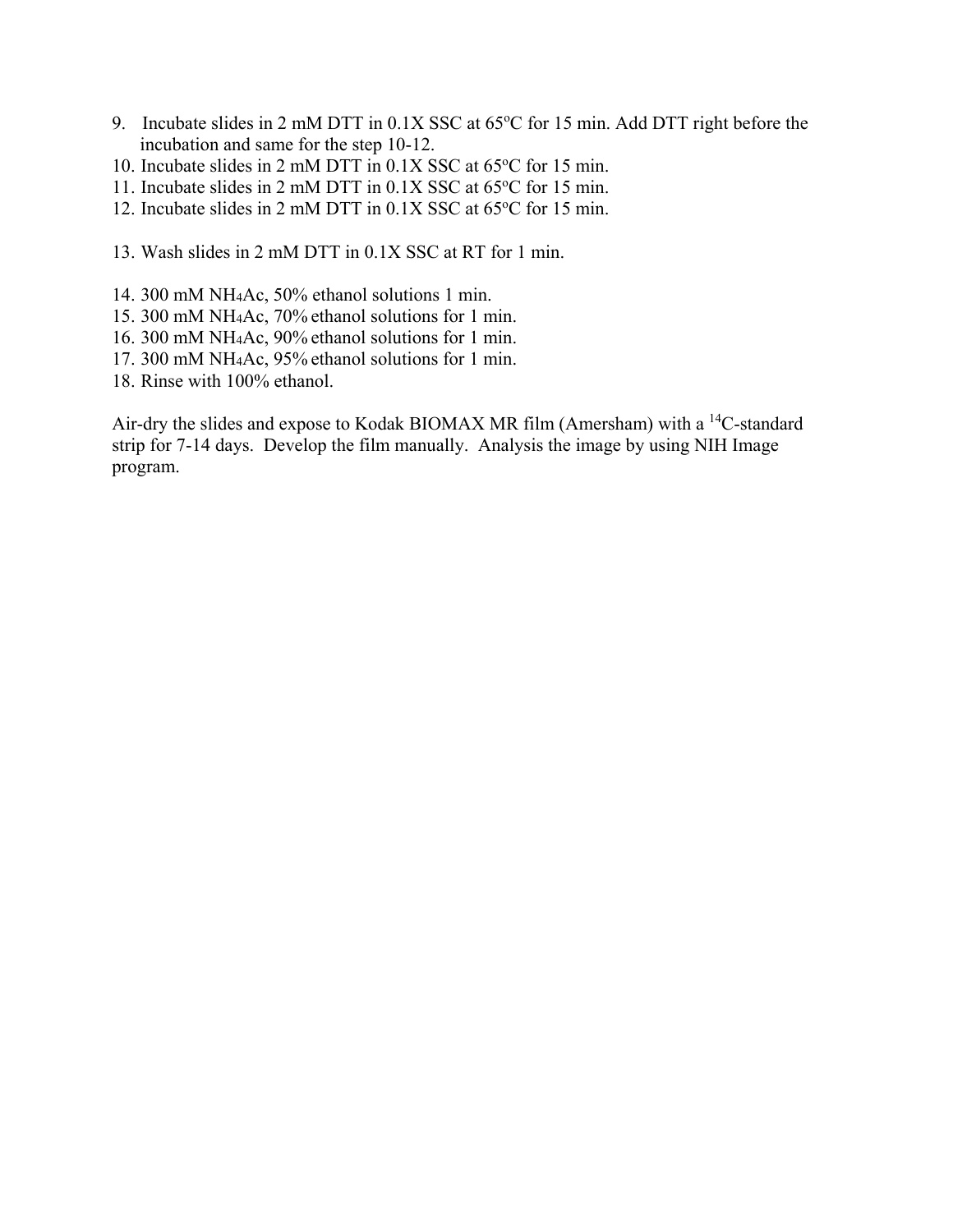9. Incubate slides in 2 mM DTT in 0.1X SSC at 65ºC for 15 min. Add DTT right before the incubation and same for the step 10-12.
10. Incubate slides in 2 mM DTT in 0.1X SSC at 65ºC for 15 min.
11. Incubate slides in 2 mM DTT in 0.1X SSC at 65ºC for 15 min.
12. Incubate slides in 2 mM DTT in 0.1X SSC at 65ºC for 15 min.

13. Wash slides in 2 mM DTT in 0.1X SSC at RT for 1 min.

14. 300 mM $NH_4Ac$, 50% ethanol solutions 1 min.
15. 300 mM $NH_4Ac$, 70% ethanol solutions for 1 min.
16. 300 mM $NH_4Ac$, 90% ethanol solutions for 1 min.
17. 300 mM $NH_4Ac$, 95% ethanol solutions for 1 min.
18. Rinse with 100% ethanol.

Air-dry the slides and expose to Kodak BIOMAX MR film (Amersham) with a $^{14}C$-standard strip for 7-14 days. Develop the film manually. Analysis the image by using NIH Image program.